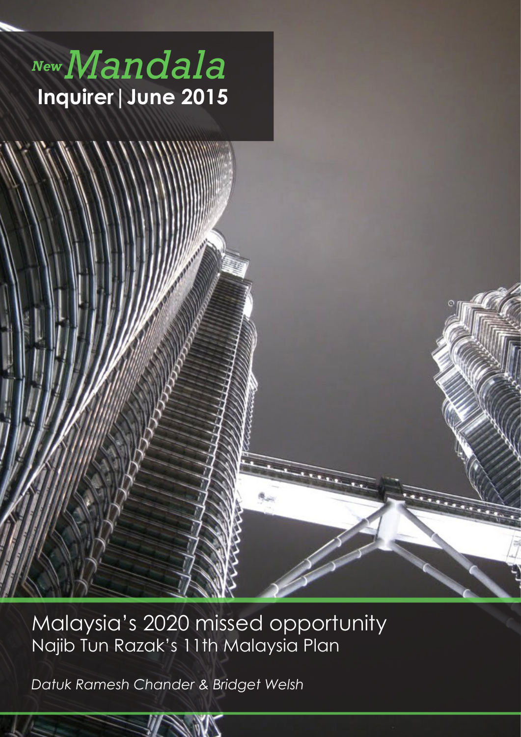# *New Mandala*

**Inquirer | June 2015**

# Malaysia's 2020 missed opportunity

## Najib Tun Razak's 11th Malaysia Plan

*Datuk Ramesh Chander & Bridget Welsh*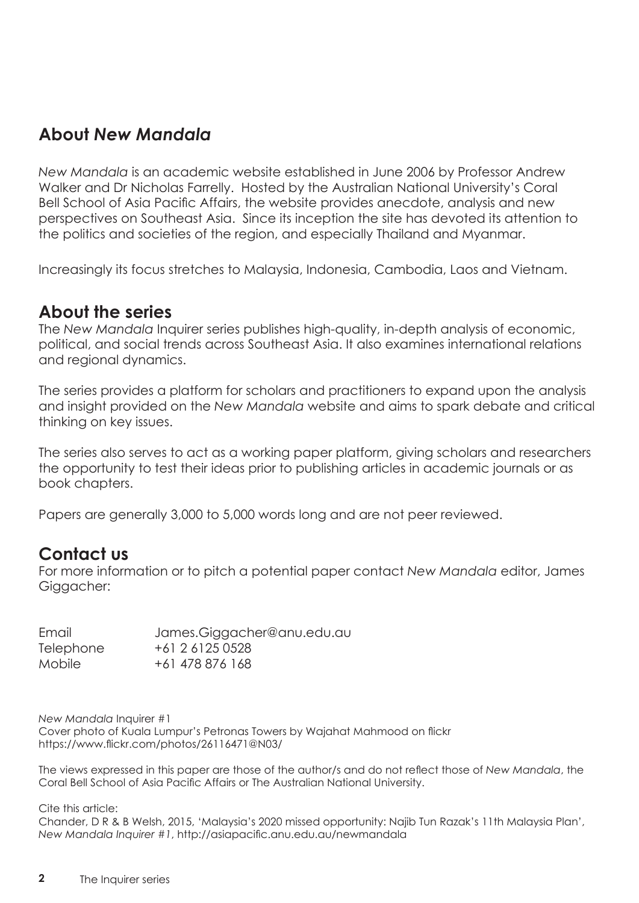## About *New Mandala*

*New Mandala* is an academic website established in June 2006 by Professor Andrew Walker and Dr Nicholas Farrelly. Hosted by the Australian National University's Coral Bell School of Asia Pacific Affairs, the website provides anecdote, analysis and new perspectives on Southeast Asia. Since its inception the site has devoted its attention to the politics and societies of the region, and especially Thailand and Myanmar.

Increasingly its focus stretches to Malaysia, Indonesia, Cambodia, Laos and Vietnam.

## About the series

The *New Mandala* Inquirer series publishes high-quality, in-depth analysis of economic, political, and social trends across Southeast Asia. It also examines international relations and regional dynamics.

The series provides a platform for scholars and practitioners to expand upon the analysis and insight provided on the *New Mandala* website and aims to spark debate and critical thinking on key issues.

The series also serves to act as a working paper platform, giving scholars and researchers the opportunity to test their ideas prior to publishing articles in academic journals or as book chapters.

Papers are generally 3,000 to 5,000 words long and are not peer reviewed.

## Contact us

For more information or to pitch a potential paper contact *New Mandala* editor, James Giggacher:

| | |
|---|---|
| Email | James.Giggacher@anu.edu.au |
| Telephone | +61 2 6125 0528 |
| Mobile | +61 478 876 168 |

*New Mandala* Inquirer #1
Cover photo of Kuala Lumpur's Petronas Towers by Wajahat Mahmood on flickr
https://www.flickr.com/photos/26116471@N03/

The views expressed in this paper are those of the author/s and do not reflect those of *New Mandala*, the Coral Bell School of Asia Pacific Affairs or The Australian National University.

Cite this article:
Chander, D R & B Welsh, 2015, 'Malaysia's 2020 missed opportunity: Najib Tun Razak's 11th Malaysia Plan', *New Mandala Inquirer #1*, http://asiapacific.anu.edu.au/newmandala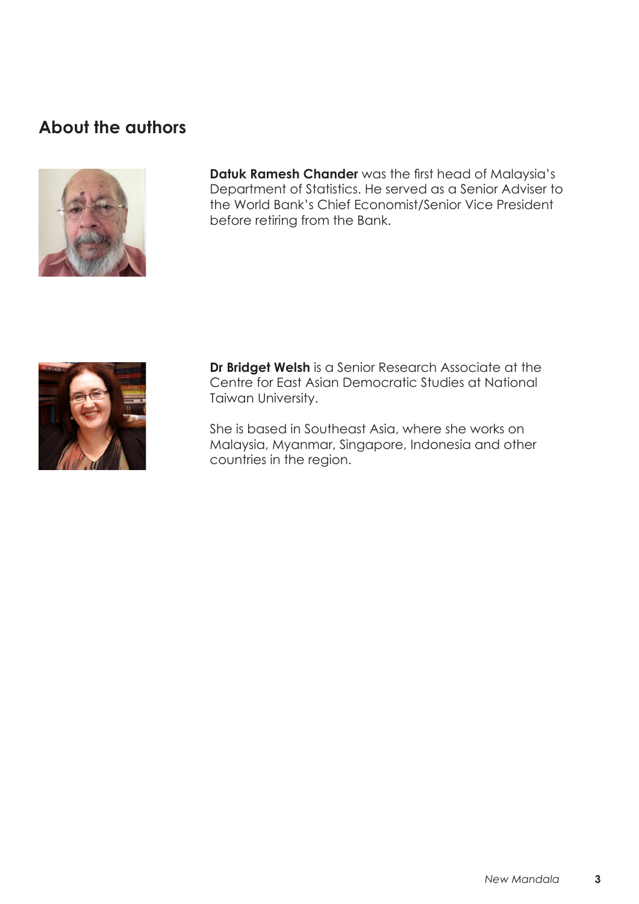## About the authors

**Datuk Ramesh Chander** was the first head of Malaysia's Department of Statistics. He served as a Senior Adviser to the World Bank's Chief Economist/Senior Vice President before retiring from the Bank.

**Dr Bridget Welsh** is a Senior Research Associate at the Centre for East Asian Democratic Studies at National Taiwan University.

She is based in Southeast Asia, where she works on Malaysia, Myanmar, Singapore, Indonesia and other countries in the region.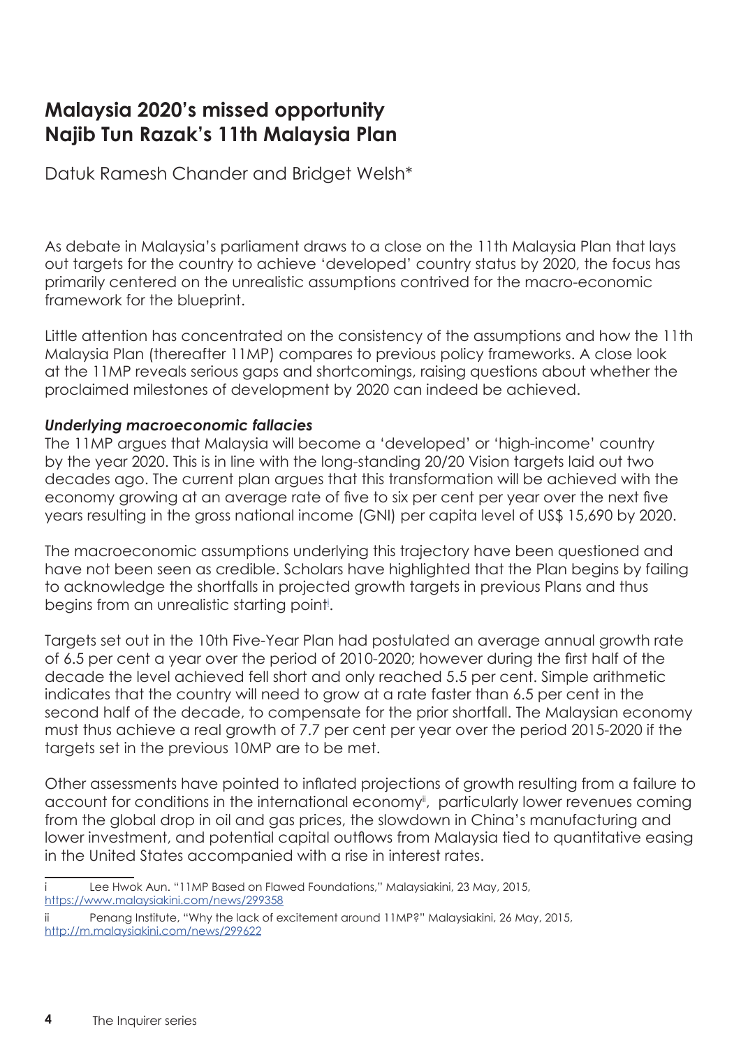# Malaysia 2020's missed opportunity
# Najib Tun Razak's 11th Malaysia Plan

Datuk Ramesh Chander and Bridget Welsh*

As debate in Malaysia's parliament draws to a close on the 11th Malaysia Plan that lays out targets for the country to achieve 'developed' country status by 2020, the focus has primarily centered on the unrealistic assumptions contrived for the macro-economic framework for the blueprint.

Little attention has concentrated on the consistency of the assumptions and how the 11th Malaysia Plan (thereafter 11MP) compares to previous policy frameworks. A close look at the 11MP reveals serious gaps and shortcomings, raising questions about whether the proclaimed milestones of development by 2020 can indeed be achieved.

***Underlying macroeconomic fallacies***

The 11MP argues that Malaysia will become a 'developed' or 'high-income' country by the year 2020. This is in line with the long-standing 20/20 Vision targets laid out two decades ago. The current plan argues that this transformation will be achieved with the economy growing at an average rate of five to six per cent per year over the next five years resulting in the gross national income (GNI) per capita level of US$ 15,690 by 2020.

The macroeconomic assumptions underlying this trajectory have been questioned and have not been seen as credible. Scholars have highlighted that the Plan begins by failing to acknowledge the shortfalls in projected growth targets in previous Plans and thus begins from an unrealistic starting point[i].

Targets set out in the 10th Five-Year Plan had postulated an average annual growth rate of 6.5 per cent a year over the period of 2010-2020; however during the first half of the decade the level achieved fell short and only reached 5.5 per cent. Simple arithmetic indicates that the country will need to grow at a rate faster than 6.5 per cent in the second half of the decade, to compensate for the prior shortfall. The Malaysian economy must thus achieve a real growth of 7.7 per cent per year over the period 2015-2020 if the targets set in the previous 10MP are to be met.

Other assessments have pointed to inflated projections of growth resulting from a failure to account for conditions in the international economy[ii], particularly lower revenues coming from the global drop in oil and gas prices, the slowdown in China's manufacturing and lower investment, and potential capital outflows from Malaysia tied to quantitative easing in the United States accompanied with a rise in interest rates.

---

i Lee Hwok Aun. "11MP Based on Flawed Foundations," Malaysiakini, 23 May, 2015, https://www.malaysiakini.com/news/299358

ii Penang Institute, "Why the lack of excitement around 11MP?" Malaysiakini, 26 May, 2015, http://m.malaysiakini.com/news/299622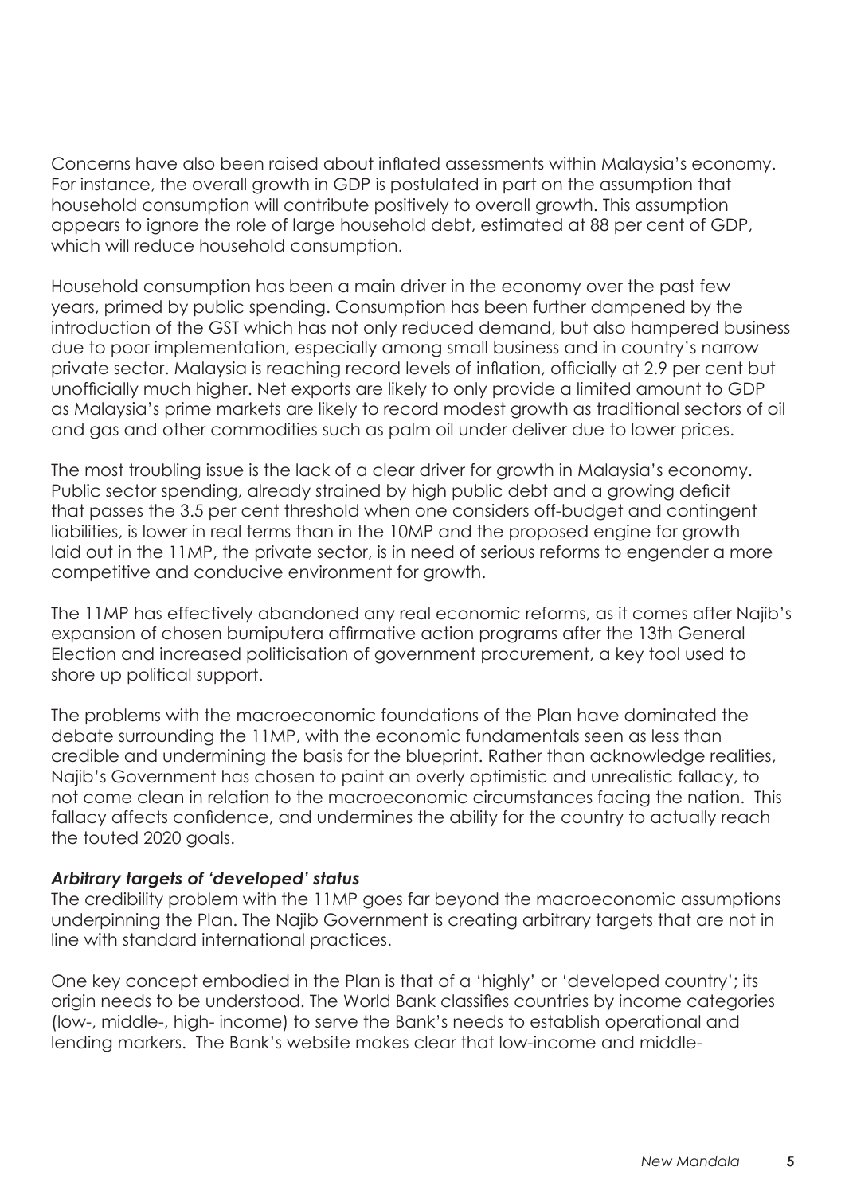Concerns have also been raised about inflated assessments within Malaysia's economy. For instance, the overall growth in GDP is postulated in part on the assumption that household consumption will contribute positively to overall growth. This assumption appears to ignore the role of large household debt, estimated at 88 per cent of GDP, which will reduce household consumption.

Household consumption has been a main driver in the economy over the past few years, primed by public spending. Consumption has been further dampened by the introduction of the GST which has not only reduced demand, but also hampered business due to poor implementation, especially among small business and in country's narrow private sector. Malaysia is reaching record levels of inflation, officially at 2.9 per cent but unofficially much higher. Net exports are likely to only provide a limited amount to GDP as Malaysia's prime markets are likely to record modest growth as traditional sectors of oil and gas and other commodities such as palm oil under deliver due to lower prices.

The most troubling issue is the lack of a clear driver for growth in Malaysia's economy. Public sector spending, already strained by high public debt and a growing deficit that passes the 3.5 per cent threshold when one considers off-budget and contingent liabilities, is lower in real terms than in the 10MP and the proposed engine for growth laid out in the 11MP, the private sector, is in need of serious reforms to engender a more competitive and conducive environment for growth.

The 11MP has effectively abandoned any real economic reforms, as it comes after Najib's expansion of chosen bumiputera affirmative action programs after the 13th General Election and increased politicisation of government procurement, a key tool used to shore up political support.

The problems with the macroeconomic foundations of the Plan have dominated the debate surrounding the 11MP, with the economic fundamentals seen as less than credible and undermining the basis for the blueprint. Rather than acknowledge realities, Najib's Government has chosen to paint an overly optimistic and unrealistic fallacy, to not come clean in relation to the macroeconomic circumstances facing the nation. This fallacy affects confidence, and undermines the ability for the country to actually reach the touted 2020 goals.

***Arbitrary targets of 'developed' status***

The credibility problem with the 11MP goes far beyond the macroeconomic assumptions underpinning the Plan. The Najib Government is creating arbitrary targets that are not in line with standard international practices.

One key concept embodied in the Plan is that of a 'highly' or 'developed country'; its origin needs to be understood. The World Bank classifies countries by income categories (low-, middle-, high- income) to serve the Bank's needs to establish operational and lending markers. The Bank's website makes clear that low-income and middle-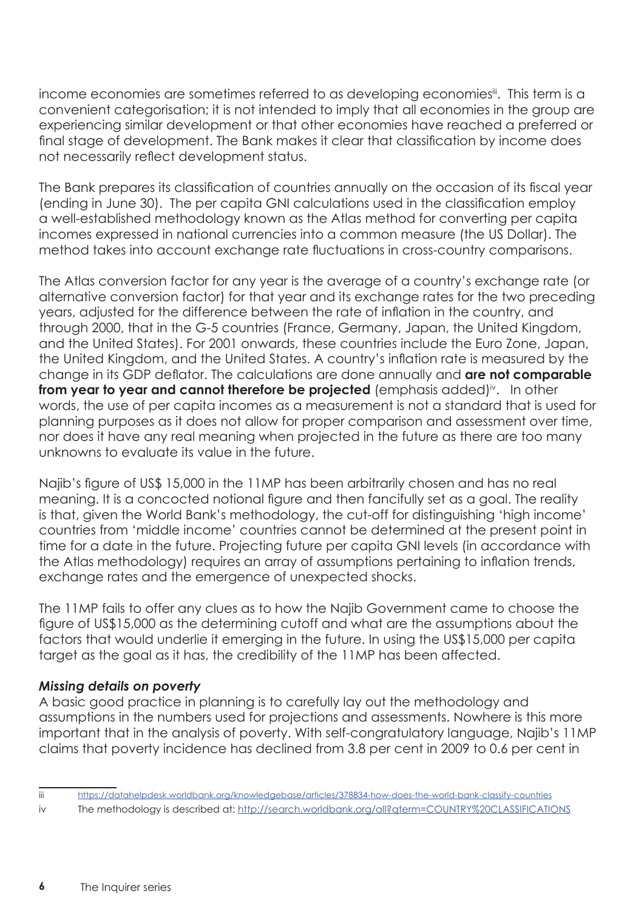income economies are sometimes referred to as developing economies[iii]. This term is a convenient categorisation; it is not intended to imply that all economies in the group are experiencing similar development or that other economies have reached a preferred or final stage of development. The Bank makes it clear that classification by income does not necessarily reflect development status.

The Bank prepares its classification of countries annually on the occasion of its fiscal year (ending in June 30). The per capita GNI calculations used in the classification employ a well-established methodology known as the Atlas method for converting per capita incomes expressed in national currencies into a common measure (the US Dollar). The method takes into account exchange rate fluctuations in cross-country comparisons.

The Atlas conversion factor for any year is the average of a country's exchange rate (or alternative conversion factor) for that year and its exchange rates for the two preceding years, adjusted for the difference between the rate of inflation in the country, and through 2000, that in the G-5 countries (France, Germany, Japan, the United Kingdom, and the United States). For 2001 onwards, these countries include the Euro Zone, Japan, the United Kingdom, and the United States. A country's inflation rate is measured by the change in its GDP deflator. The calculations are done annually and **are not comparable from year to year and cannot therefore be projected** (emphasis added)[iv]. In other words, the use of per capita incomes as a measurement is not a standard that is used for planning purposes as it does not allow for proper comparison and assessment over time, nor does it have any real meaning when projected in the future as there are too many unknowns to evaluate its value in the future.

Najib's figure of US$ 15,000 in the 11MP has been arbitrarily chosen and has no real meaning. It is a concocted notional figure and then fancifully set as a goal. The reality is that, given the World Bank's methodology, the cut-off for distinguishing 'high income' countries from 'middle income' countries cannot be determined at the present point in time for a date in the future. Projecting future per capita GNI levels (in accordance with the Atlas methodology) requires an array of assumptions pertaining to inflation trends, exchange rates and the emergence of unexpected shocks.

The 11MP fails to offer any clues as to how the Najib Government came to choose the figure of US$15,000 as the determining cutoff and what are the assumptions about the factors that would underlie it emerging in the future. In using the US$15,000 per capita target as the goal as it has, the credibility of the 11MP has been affected.

***Missing details on poverty***

A basic good practice in planning is to carefully lay out the methodology and assumptions in the numbers used for projections and assessments. Nowhere is this more important that in the analysis of poverty. With self-congratulatory language, Najib's 11MP claims that poverty incidence has declined from 3.8 per cent in 2009 to 0.6 per cent in

---

iii https://datahelpdesk.worldbank.org/knowledgebase/articles/378834-how-does-the-world-bank-classify-countries

iv The methodology is described at: http://search.worldbank.org/all?qterm=COUNTRY%20CLASSIFICATIONS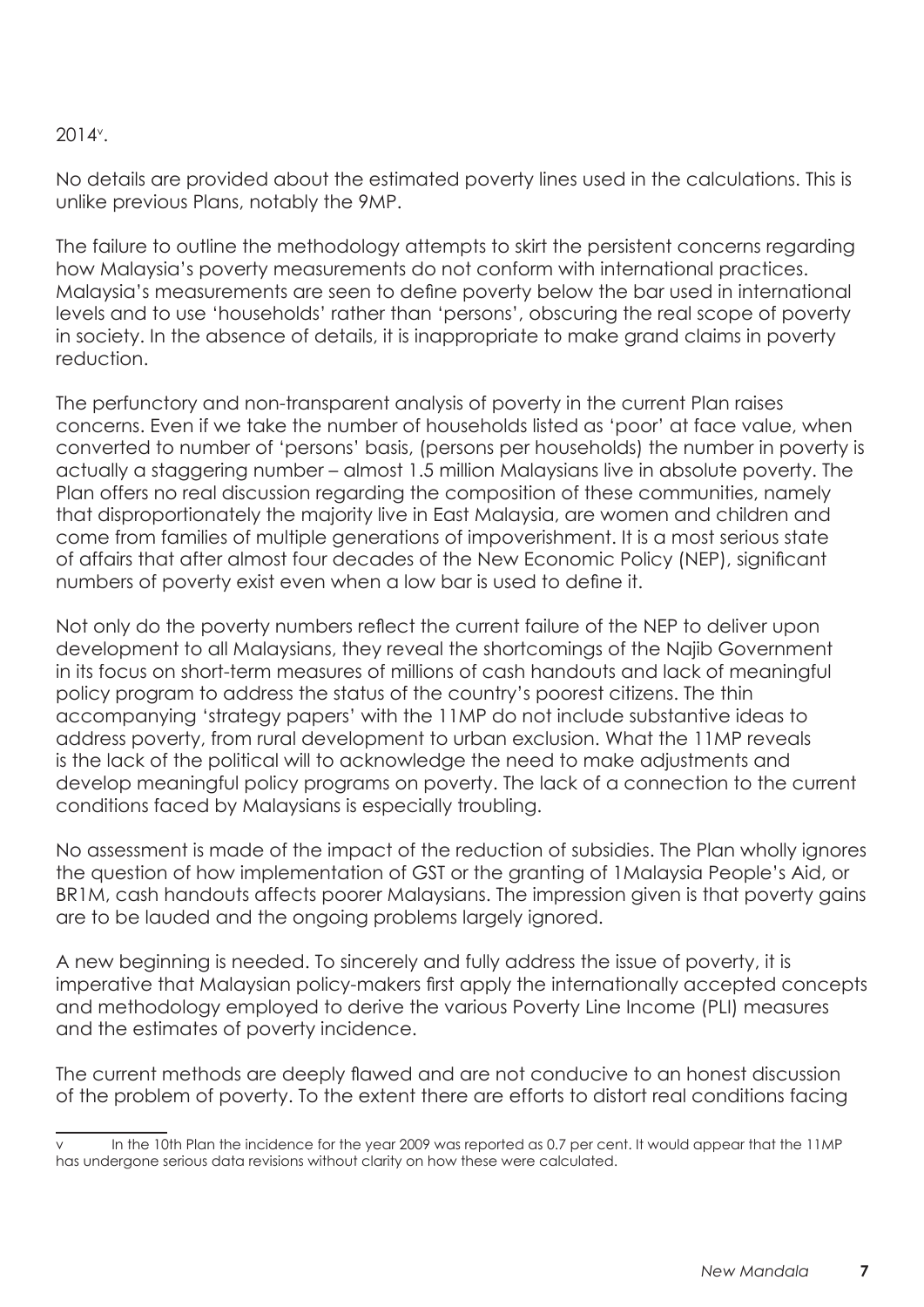2014[v].

No details are provided about the estimated poverty lines used in the calculations. This is unlike previous Plans, notably the 9MP.

The failure to outline the methodology attempts to skirt the persistent concerns regarding how Malaysia's poverty measurements do not conform with international practices. Malaysia's measurements are seen to define poverty below the bar used in international levels and to use 'households' rather than 'persons', obscuring the real scope of poverty in society. In the absence of details, it is inappropriate to make grand claims in poverty reduction.

The perfunctory and non-transparent analysis of poverty in the current Plan raises concerns. Even if we take the number of households listed as 'poor' at face value, when converted to number of 'persons' basis, (persons per households) the number in poverty is actually a staggering number – almost 1.5 million Malaysians live in absolute poverty. The Plan offers no real discussion regarding the composition of these communities, namely that disproportionately the majority live in East Malaysia, are women and children and come from families of multiple generations of impoverishment. It is a most serious state of affairs that after almost four decades of the New Economic Policy (NEP), significant numbers of poverty exist even when a low bar is used to define it.

Not only do the poverty numbers reflect the current failure of the NEP to deliver upon development to all Malaysians, they reveal the shortcomings of the Najib Government in its focus on short-term measures of millions of cash handouts and lack of meaningful policy program to address the status of the country's poorest citizens. The thin accompanying 'strategy papers' with the 11MP do not include substantive ideas to address poverty, from rural development to urban exclusion. What the 11MP reveals is the lack of the political will to acknowledge the need to make adjustments and develop meaningful policy programs on poverty. The lack of a connection to the current conditions faced by Malaysians is especially troubling.

No assessment is made of the impact of the reduction of subsidies. The Plan wholly ignores the question of how implementation of GST or the granting of 1Malaysia People's Aid, or BR1M, cash handouts affects poorer Malaysians. The impression given is that poverty gains are to be lauded and the ongoing problems largely ignored.

A new beginning is needed. To sincerely and fully address the issue of poverty, it is imperative that Malaysian policy-makers first apply the internationally accepted concepts and methodology employed to derive the various Poverty Line Income (PLI) measures and the estimates of poverty incidence.

The current methods are deeply flawed and are not conducive to an honest discussion of the problem of poverty. To the extent there are efforts to distort real conditions facing

---

v In the 10th Plan the incidence for the year 2009 was reported as 0.7 per cent. It would appear that the 11MP has undergone serious data revisions without clarity on how these were calculated.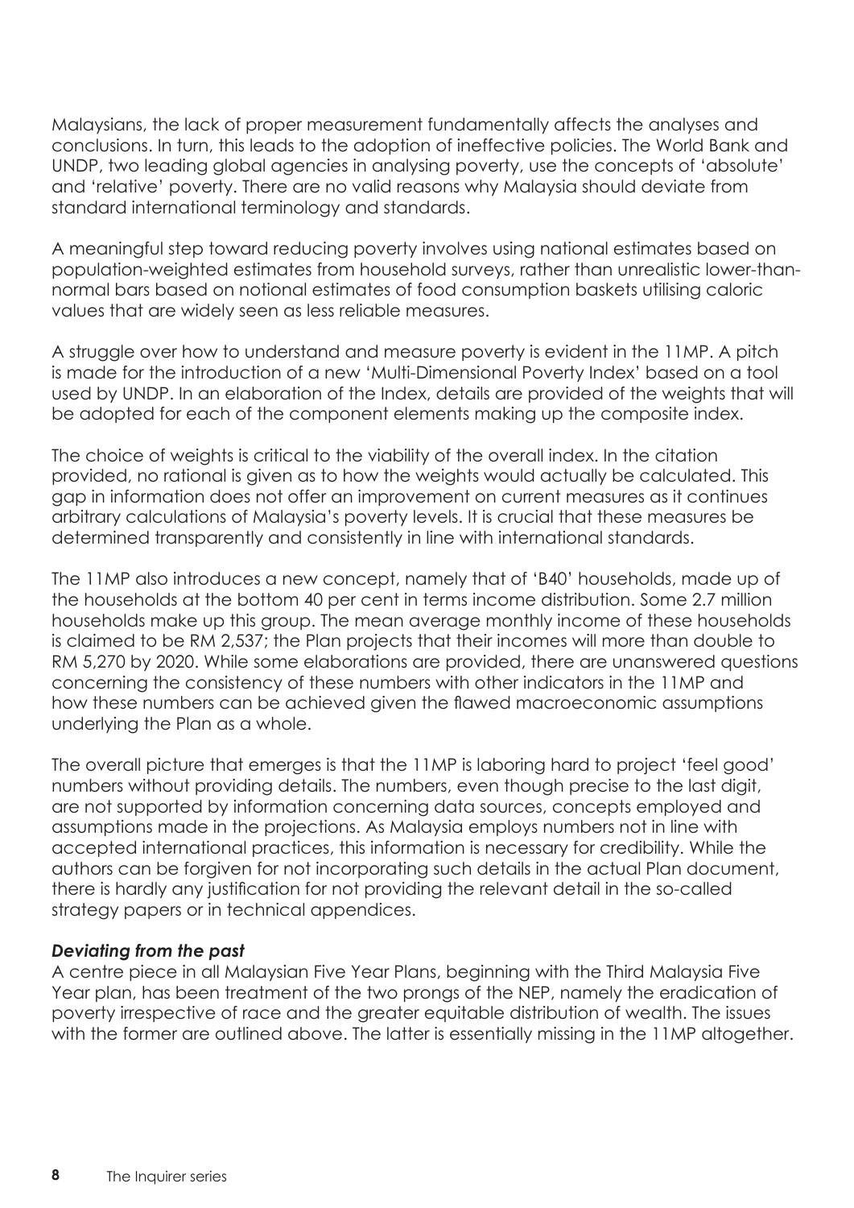Malaysians, the lack of proper measurement fundamentally affects the analyses and conclusions. In turn, this leads to the adoption of ineffective policies. The World Bank and UNDP, two leading global agencies in analysing poverty, use the concepts of 'absolute' and 'relative' poverty. There are no valid reasons why Malaysia should deviate from standard international terminology and standards.

A meaningful step toward reducing poverty involves using national estimates based on population-weighted estimates from household surveys, rather than unrealistic lower-than-normal bars based on notional estimates of food consumption baskets utilising caloric values that are widely seen as less reliable measures.

A struggle over how to understand and measure poverty is evident in the 11MP. A pitch is made for the introduction of a new 'Multi-Dimensional Poverty Index' based on a tool used by UNDP. In an elaboration of the Index, details are provided of the weights that will be adopted for each of the component elements making up the composite index.

The choice of weights is critical to the viability of the overall index. In the citation provided, no rational is given as to how the weights would actually be calculated. This gap in information does not offer an improvement on current measures as it continues arbitrary calculations of Malaysia's poverty levels. It is crucial that these measures be determined transparently and consistently in line with international standards.

The 11MP also introduces a new concept, namely that of 'B40' households, made up of the households at the bottom 40 per cent in terms income distribution. Some 2.7 million households make up this group. The mean average monthly income of these households is claimed to be RM 2,537; the Plan projects that their incomes will more than double to RM 5,270 by 2020. While some elaborations are provided, there are unanswered questions concerning the consistency of these numbers with other indicators in the 11MP and how these numbers can be achieved given the flawed macroeconomic assumptions underlying the Plan as a whole.

The overall picture that emerges is that the 11MP is laboring hard to project 'feel good' numbers without providing details. The numbers, even though precise to the last digit, are not supported by information concerning data sources, concepts employed and assumptions made in the projections. As Malaysia employs numbers not in line with accepted international practices, this information is necessary for credibility. While the authors can be forgiven for not incorporating such details in the actual Plan document, there is hardly any justification for not providing the relevant detail in the so-called strategy papers or in technical appendices.

***Deviating from the past***

A centre piece in all Malaysian Five Year Plans, beginning with the Third Malaysia Five Year plan, has been treatment of the two prongs of the NEP, namely the eradication of poverty irrespective of race and the greater equitable distribution of wealth. The issues with the former are outlined above. The latter is essentially missing in the 11MP altogether.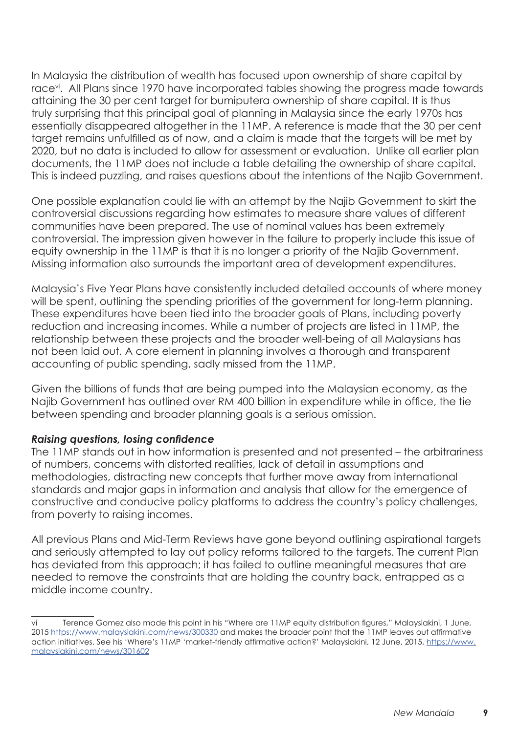In Malaysia the distribution of wealth has focused upon ownership of share capital by race[vi]. All Plans since 1970 have incorporated tables showing the progress made towards attaining the 30 per cent target for bumiputera ownership of share capital. It is thus truly surprising that this principal goal of planning in Malaysia since the early 1970s has essentially disappeared altogether in the 11MP. A reference is made that the 30 per cent target remains unfulfilled as of now, and a claim is made that the targets will be met by 2020, but no data is included to allow for assessment or evaluation. Unlike all earlier plan documents, the 11MP does not include a table detailing the ownership of share capital. This is indeed puzzling, and raises questions about the intentions of the Najib Government.

One possible explanation could lie with an attempt by the Najib Government to skirt the controversial discussions regarding how estimates to measure share values of different communities have been prepared. The use of nominal values has been extremely controversial. The impression given however in the failure to properly include this issue of equity ownership in the 11MP is that it is no longer a priority of the Najib Government. Missing information also surrounds the important area of development expenditures.

Malaysia's Five Year Plans have consistently included detailed accounts of where money will be spent, outlining the spending priorities of the government for long-term planning. These expenditures have been tied into the broader goals of Plans, including poverty reduction and increasing incomes. While a number of projects are listed in 11MP, the relationship between these projects and the broader well-being of all Malaysians has not been laid out. A core element in planning involves a thorough and transparent accounting of public spending, sadly missed from the 11MP.

Given the billions of funds that are being pumped into the Malaysian economy, as the Najib Government has outlined over RM 400 billion in expenditure while in office, the tie between spending and broader planning goals is a serious omission.

***Raising questions, losing confidence***

The 11MP stands out in how information is presented and not presented – the arbitrariness of numbers, concerns with distorted realities, lack of detail in assumptions and methodologies, distracting new concepts that further move away from international standards and major gaps in information and analysis that allow for the emergence of constructive and conducive policy platforms to address the country's policy challenges, from poverty to raising incomes.

All previous Plans and Mid-Term Reviews have gone beyond outlining aspirational targets and seriously attempted to lay out policy reforms tailored to the targets. The current Plan has deviated from this approach; it has failed to outline meaningful measures that are needed to remove the constraints that are holding the country back, entrapped as a middle income country.

---

vi Terence Gomez also made this point in his "Where are 11MP equity distribution figures," Malaysiakini, 1 June, 2015 https://www.malaysiakini.com/news/300330 and makes the broader point that the 11MP leaves out affirmative action initiatives. See his 'Where's 11MP 'market-friendly affirmative action?' Malaysiakini, 12 June, 2015, https://www.malaysiakini.com/news/301602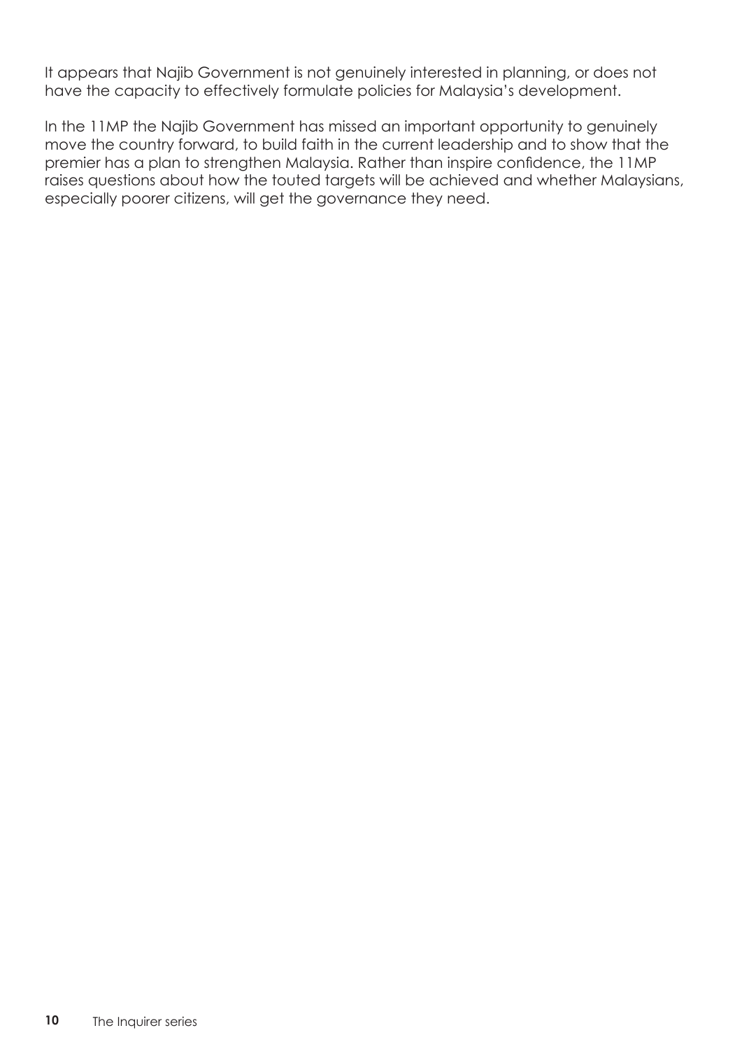It appears that Najib Government is not genuinely interested in planning, or does not have the capacity to effectively formulate policies for Malaysia's development.

In the 11MP the Najib Government has missed an important opportunity to genuinely move the country forward, to build faith in the current leadership and to show that the premier has a plan to strengthen Malaysia. Rather than inspire confidence, the 11MP raises questions about how the touted targets will be achieved and whether Malaysians, especially poorer citizens, will get the governance they need.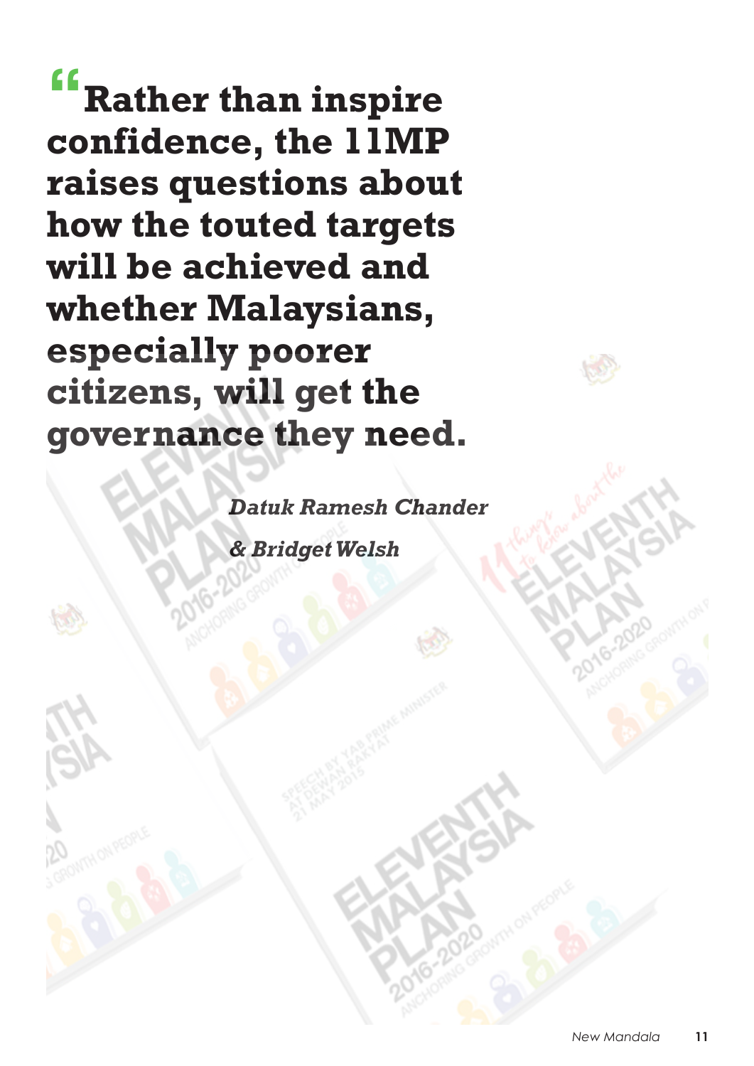> **"Rather than inspire confidence, the 11MP raises questions about how the touted targets will be achieved and whether Malaysians, especially poorer citizens, will get the governance they need.**
>
> ***Datuk Ramesh Chander***
>
> ***& Bridget Welsh***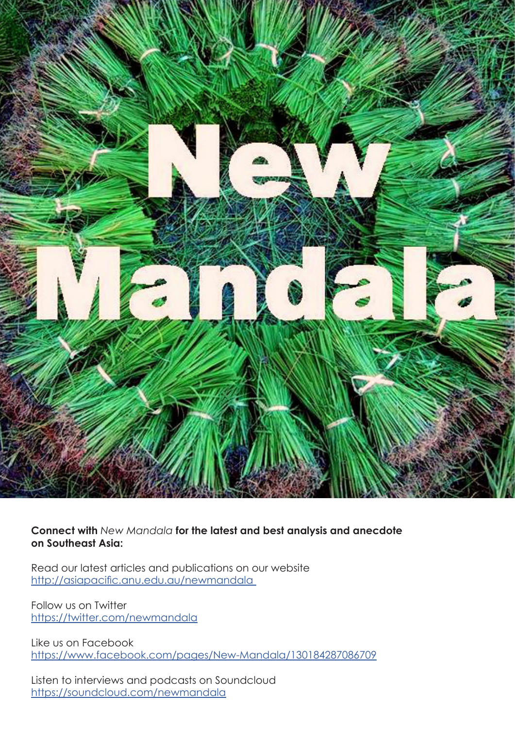# New Mandala

**Connect with** ***New Mandala*** **for the latest and best analysis and anecdote on Southeast Asia:**

Read our latest articles and publications on our website
http://asiapacific.anu.edu.au/newmandala

Follow us on Twitter
https://twitter.com/newmandala

Like us on Facebook
https://www.facebook.com/pages/New-Mandala/130184287086709

Listen to interviews and podcasts on Soundcloud
https://soundcloud.com/newmandala